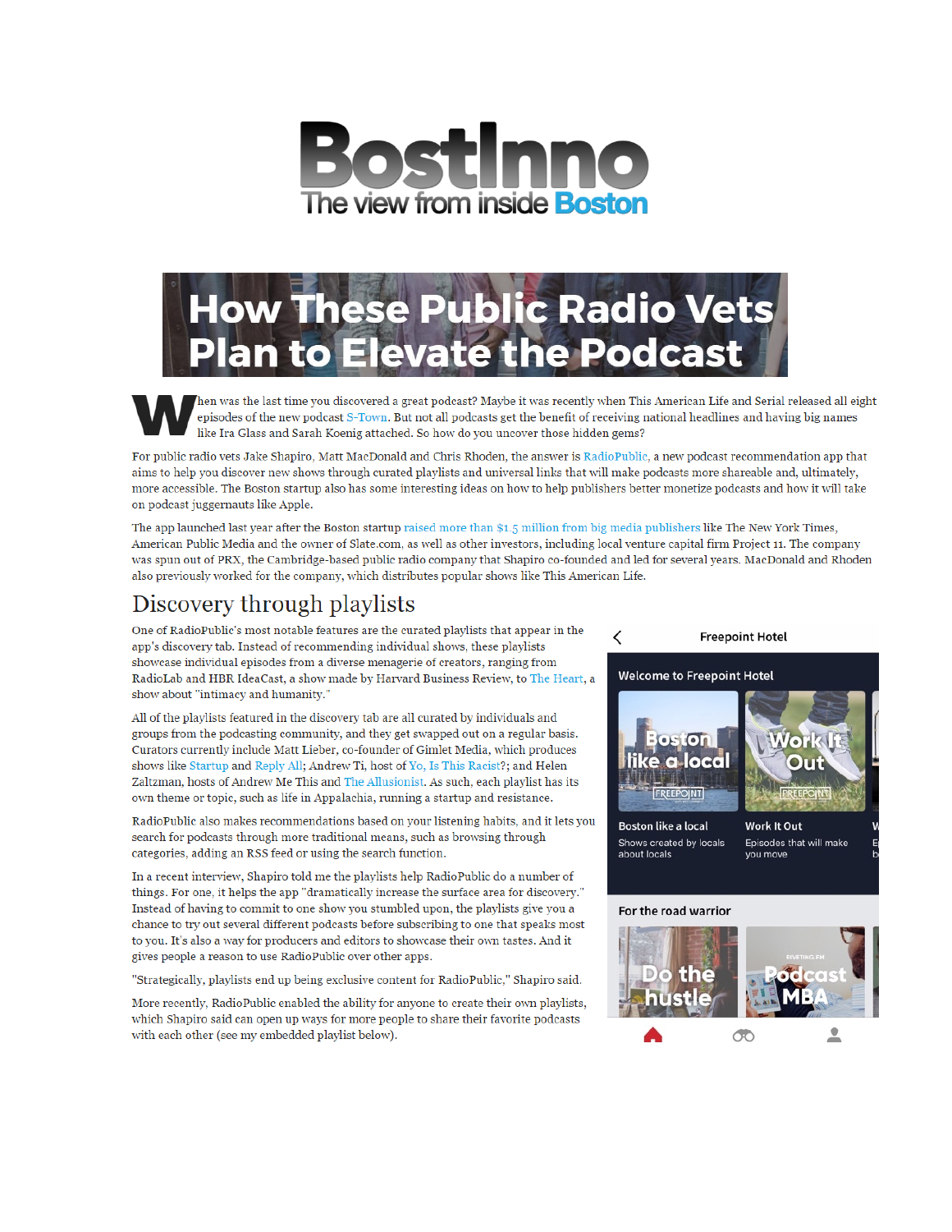# BostInno

The view from inside Boston

# How These Public Radio Vets Plan to Elevate the Podcast

When was the last time you discovered a great podcast? Maybe it was recently when This American Life and Serial released all eight episodes of the new podcast S-Town. But not all podcasts get the benefit of receiving national headlines and having big names like Ira Glass and Sarah Koenig attached. So how do you uncover those hidden gems?

For public radio vets Jake Shapiro, Matt MacDonald and Chris Rhoden, the answer is RadioPublic, a new podcast recommendation app that aims to help you discover new shows through curated playlists and universal links that will make podcasts more shareable and, ultimately, more accessible. The Boston startup also has some interesting ideas on how to help publishers better monetize podcasts and how it will take on podcast juggernauts like Apple.

The app launched last year after the Boston startup raised more than $1.5 million from big media publishers like The New York Times, American Public Media and the owner of Slate.com, as well as other investors, including local venture capital firm Project 11. The company was spun out of PRX, the Cambridge-based public radio company that Shapiro co-founded and led for several years. MacDonald and Rhoden also previously worked for the company, which distributes popular shows like This American Life.

## Discovery through playlists

One of RadioPublic's most notable features are the curated playlists that appear in the app's discovery tab. Instead of recommending individual shows, these playlists showcase individual episodes from a diverse menagerie of creators, ranging from RadioLab and HBR IdeaCast, a show made by Harvard Business Review, to The Heart, a show about "intimacy and humanity."

All of the playlists featured in the discovery tab are all curated by individuals and groups from the podcasting community, and they get swapped out on a regular basis. Curators currently include Matt Lieber, co-founder of Gimlet Media, which produces shows like Startup and Reply All; Andrew Ti, host of Yo, Is This Racist?; and Helen Zaltzman, hosts of Andrew Me This and The Allusionist. As such, each playlist has its own theme or topic, such as life in Appalachia, running a startup and resistance.

RadioPublic also makes recommendations based on your listening habits, and it lets you search for podcasts through more traditional means, such as browsing through categories, adding an RSS feed or using the search function.

In a recent interview, Shapiro told me the playlists help RadioPublic do a number of things. For one, it helps the app "dramatically increase the surface area for discovery." Instead of having to commit to one show you stumbled upon, the playlists give you a chance to try out several different podcasts before subscribing to one that speaks most to you. It's also a way for producers and editors to showcase their own tastes. And it gives people a reason to use RadioPublic over other apps.

"Strategically, playlists end up being exclusive content for RadioPublic," Shapiro said.

More recently, RadioPublic enabled the ability for anyone to create their own playlists, which Shapiro said can open up ways for more people to share their favorite podcasts with each other (see my embedded playlist below).

Freepoint Hotel

Welcome to Freepoint Hotel

Boston like a local — Shows created by locals about locals

Work It Out — Episodes that will make you move

For the road warrior

Do the hustle

Podcast MBA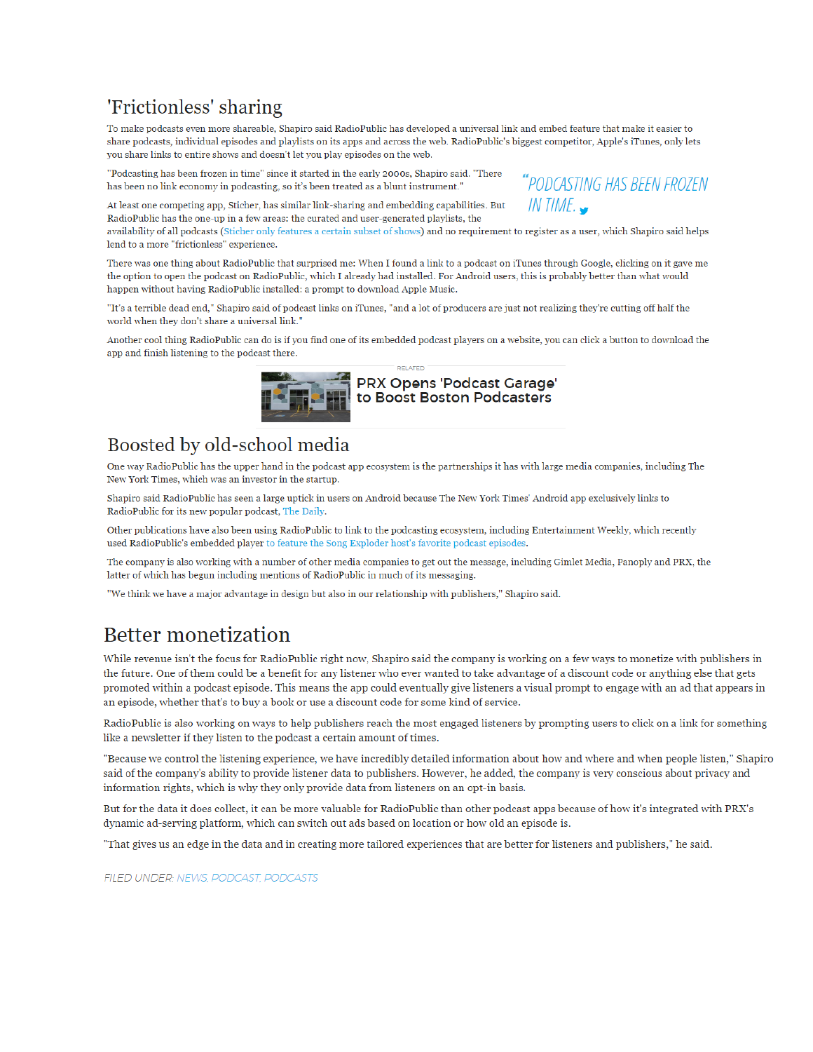## 'Frictionless' sharing

To make podcasts even more shareable, Shapiro said RadioPublic has developed a universal link and embed feature that make it easier to share podcasts, individual episodes and playlists on its apps and across the web. RadioPublic's biggest competitor, Apple's iTunes, only lets you share links to entire shows and doesn't let you play episodes on the web.

"Podcasting has been frozen in time" since it started in the early 2000s, Shapiro said. "There has been no link economy in podcasting, so it's been treated as a blunt instrument."

> "PODCASTING HAS BEEN FROZEN IN TIME."

At least one competing app, Sticher, has similar link-sharing and embedding capabilities. But RadioPublic has the one-up in a few areas: the curated and user-generated playlists, the availability of all podcasts (Sticher only features a certain subset of shows) and no requirement to register as a user, which Shapiro said helps lend to a more "frictionless" experience.

There was one thing about RadioPublic that surprised me: When I found a link to a podcast on iTunes through Google, clicking on it gave me the option to open the podcast on RadioPublic, which I already had installed. For Android users, this is probably better than what would happen without having RadioPublic installed: a prompt to download Apple Music.

"It's a terrible dead end," Shapiro said of podcast links on iTunes, "and a lot of producers are just not realizing they're cutting off half the world when they don't share a universal link."

Another cool thing RadioPublic can do is if you find one of its embedded podcast players on a website, you can click a button to download the app and finish listening to the podcast there.

RELATED

PRX Opens 'Podcast Garage' to Boost Boston Podcasters

## Boosted by old-school media

One way RadioPublic has the upper hand in the podcast app ecosystem is the partnerships it has with large media companies, including The New York Times, which was an investor in the startup.

Shapiro said RadioPublic has seen a large uptick in users on Android because The New York Times' Android app exclusively links to RadioPublic for its new popular podcast, The Daily.

Other publications have also been using RadioPublic to link to the podcasting ecosystem, including Entertainment Weekly, which recently used RadioPublic's embedded player to feature the Song Exploder host's favorite podcast episodes.

The company is also working with a number of other media companies to get out the message, including Gimlet Media, Panoply and PRX, the latter of which has begun including mentions of RadioPublic in much of its messaging.

"We think we have a major advantage in design but also in our relationship with publishers," Shapiro said.

## Better monetization

While revenue isn't the focus for RadioPublic right now, Shapiro said the company is working on a few ways to monetize with publishers in the future. One of them could be a benefit for any listener who ever wanted to take advantage of a discount code or anything else that gets promoted within a podcast episode. This means the app could eventually give listeners a visual prompt to engage with an ad that appears in an episode, whether that's to buy a book or use a discount code for some kind of service.

RadioPublic is also working on ways to help publishers reach the most engaged listeners by prompting users to click on a link for something like a newsletter if they listen to the podcast a certain amount of times.

"Because we control the listening experience, we have incredibly detailed information about how and where and when people listen," Shapiro said of the company's ability to provide listener data to publishers. However, he added, the company is very conscious about privacy and information rights, which is why they only provide data from listeners on an opt-in basis.

But for the data it does collect, it can be more valuable for RadioPublic than other podcast apps because of how it's integrated with PRX's dynamic ad-serving platform, which can switch out ads based on location or how old an episode is.

"That gives us an edge in the data and in creating more tailored experiences that are better for listeners and publishers," he said.

*FILED UNDER: NEWS, PODCAST, PODCASTS*